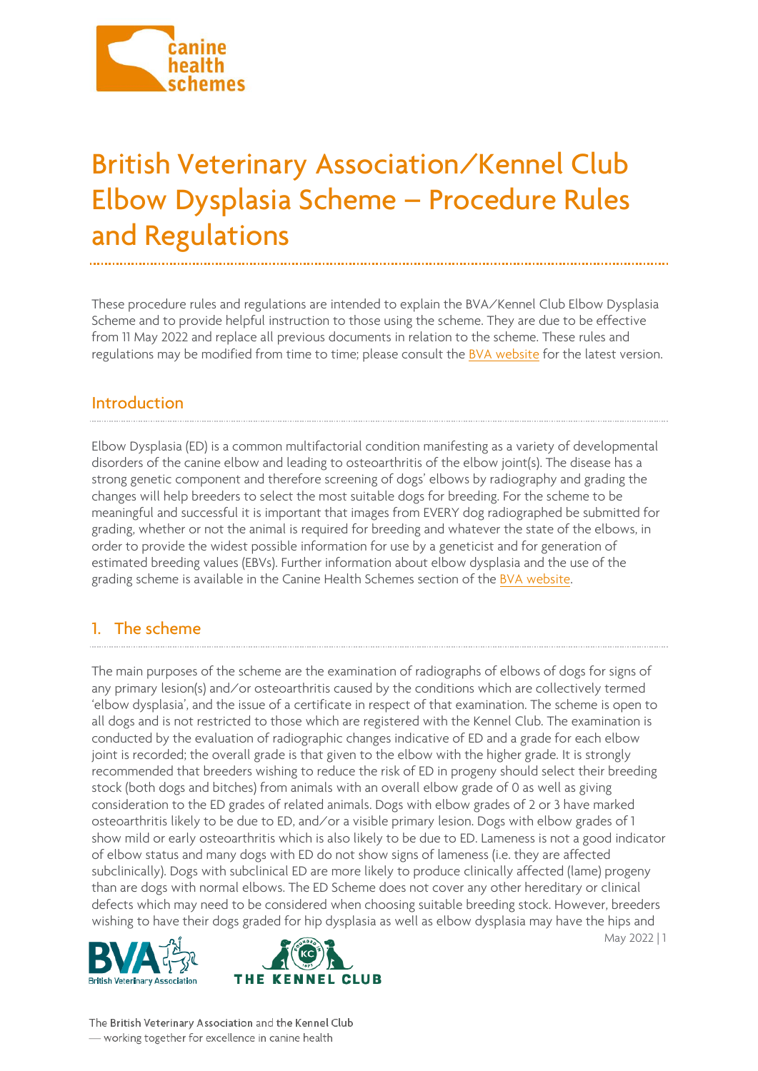# British Veterinary Association/Kennel Club Elbow Dysplasia Scheme – Procedure Rules and Regulations

These procedure rules and regulations are intended to explain the BVA/Kennel Club Elbow Dysplasia Scheme and to provide helpful instruction to those using the scheme. They are due to be effective from 11 May 2022 and replace all previous documents in relation to the scheme. These rules and regulations may be modified from time to time; please consult the BVA website for the latest version.

## Introduction

Elbow Dysplasia (ED) is a common multifactorial condition manifesting as a variety of developmental disorders of the canine elbow and leading to osteoarthritis of the elbow joint(s). The disease has a strong genetic component and therefore screening of dogs' elbows by radiography and grading the changes will help breeders to select the most suitable dogs for breeding. For the scheme to be meaningful and successful it is important that images from EVERY dog radiographed be submitted for grading, whether or not the animal is required for breeding and whatever the state of the elbows, in order to provide the widest possible information for use by a geneticist and for generation of estimated breeding values (EBVs). Further information about elbow dysplasia and the use of the grading scheme is available in the Canine Health Schemes section of the BVA website.

## 1. The scheme

The main purposes of the scheme are the examination of radiographs of elbows of dogs for signs of any primary lesion(s) and/or osteoarthritis caused by the conditions which are collectively termed 'elbow dysplasia', and the issue of a certificate in respect of that examination. The scheme is open to all dogs and is not restricted to those which are registered with the Kennel Club. The examination is conducted by the evaluation of radiographic changes indicative of ED and a grade for each elbow joint is recorded; the overall grade is that given to the elbow with the higher grade. It is strongly recommended that breeders wishing to reduce the risk of ED in progeny should select their breeding stock (both dogs and bitches) from animals with an overall elbow grade of 0 as well as giving consideration to the ED grades of related animals. Dogs with elbow grades of 2 or 3 have marked osteoarthritis likely to be due to ED, and/or a visible primary lesion. Dogs with elbow grades of 1 show mild or early osteoarthritis which is also likely to be due to ED. Lameness is not a good indicator of elbow status and many dogs with ED do not show signs of lameness (i.e. they are affected subclinically). Dogs with subclinical ED are more likely to produce clinically affected (lame) progeny than are dogs with normal elbows. The ED Scheme does not cover any other hereditary or clinical defects which may need to be considered when choosing suitable breeding stock. However, breeders wishing to have their dogs graded for hip dysplasia as well as elbow dysplasia may have the hips and

The British Veterinary Association and the Kennel Club
— working together for excellence in canine health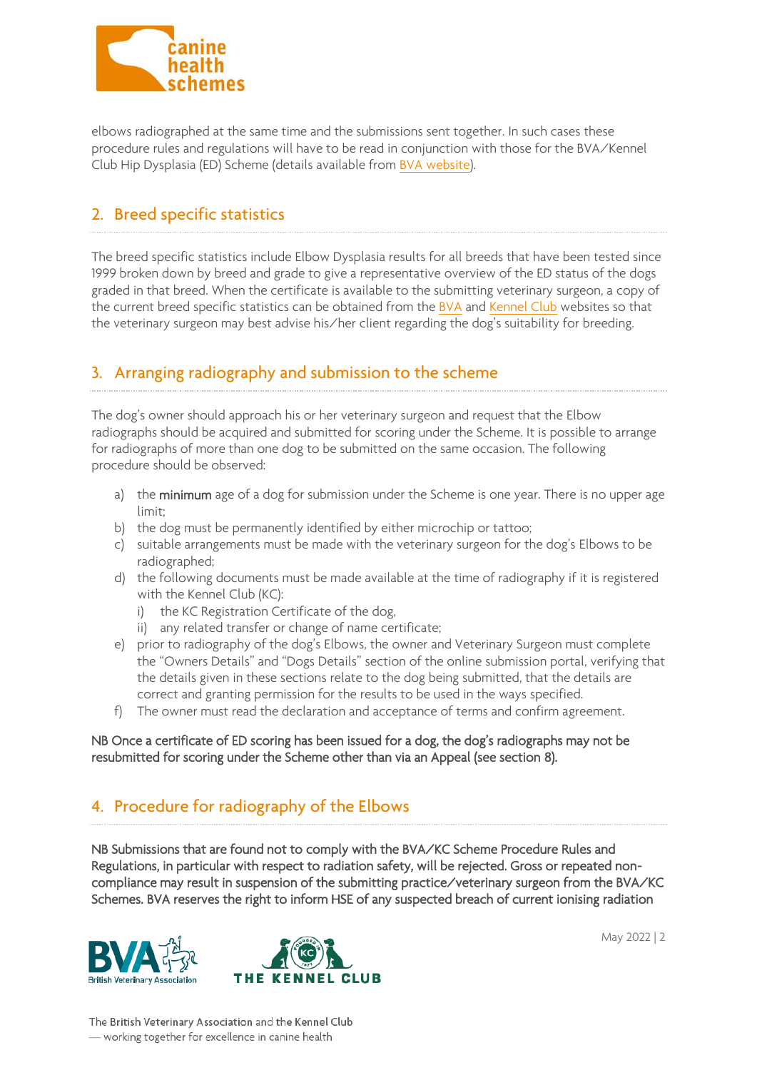elbows radiographed at the same time and the submissions sent together. In such cases these procedure rules and regulations will have to be read in conjunction with those for the BVA/Kennel Club Hip Dysplasia (ED) Scheme (details available from BVA website).

## 2. Breed specific statistics

The breed specific statistics include Elbow Dysplasia results for all breeds that have been tested since 1999 broken down by breed and grade to give a representative overview of the ED status of the dogs graded in that breed. When the certificate is available to the submitting veterinary surgeon, a copy of the current breed specific statistics can be obtained from the BVA and Kennel Club websites so that the veterinary surgeon may best advise his/her client regarding the dog's suitability for breeding.

## 3. Arranging radiography and submission to the scheme

The dog's owner should approach his or her veterinary surgeon and request that the Elbow radiographs should be acquired and submitted for scoring under the Scheme. It is possible to arrange for radiographs of more than one dog to be submitted on the same occasion. The following procedure should be observed:

a) the **minimum** age of a dog for submission under the Scheme is one year. There is no upper age limit;
b) the dog must be permanently identified by either microchip or tattoo;
c) suitable arrangements must be made with the veterinary surgeon for the dog's Elbows to be radiographed;
d) the following documents must be made available at the time of radiography if it is registered with the Kennel Club (KC):
   i) the KC Registration Certificate of the dog,
   ii) any related transfer or change of name certificate;
e) prior to radiography of the dog's Elbows, the owner and Veterinary Surgeon must complete the "Owners Details" and "Dogs Details" section of the online submission portal, verifying that the details given in these sections relate to the dog being submitted, that the details are correct and granting permission for the results to be used in the ways specified.
f) The owner must read the declaration and acceptance of terms and confirm agreement.

**NB Once a certificate of ED scoring has been issued for a dog, the dog's radiographs may not be resubmitted for scoring under the Scheme other than via an Appeal (see section 8).**

## 4. Procedure for radiography of the Elbows

**NB Submissions that are found not to comply with the BVA/KC Scheme Procedure Rules and Regulations, in particular with respect to radiation safety, will be rejected. Gross or repeated non-compliance may result in suspension of the submitting practice/veterinary surgeon from the BVA/KC Schemes. BVA reserves the right to inform HSE of any suspected breach of current ionising radiation**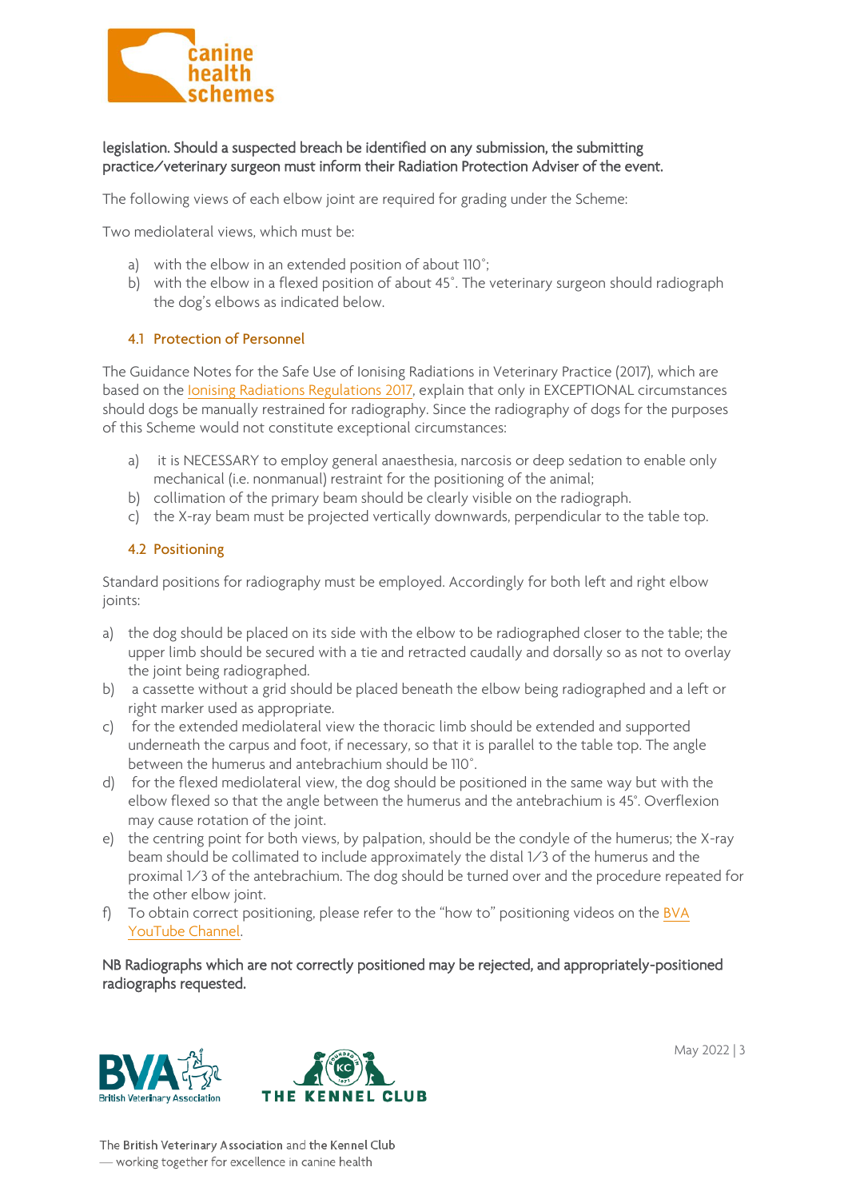**legislation. Should a suspected breach be identified on any submission, the submitting practice/veterinary surgeon must inform their Radiation Protection Adviser of the event.**

The following views of each elbow joint are required for grading under the Scheme:

Two mediolateral views, which must be:

a) with the elbow in an extended position of about 110°;
b) with the elbow in a flexed position of about 45°. The veterinary surgeon should radiograph the dog's elbows as indicated below.

### 4.1 Protection of Personnel

The Guidance Notes for the Safe Use of Ionising Radiations in Veterinary Practice (2017), which are based on the Ionising Radiations Regulations 2017, explain that only in EXCEPTIONAL circumstances should dogs be manually restrained for radiography. Since the radiography of dogs for the purposes of this Scheme would not constitute exceptional circumstances:

a) it is NECESSARY to employ general anaesthesia, narcosis or deep sedation to enable only mechanical (i.e. nonmanual) restraint for the positioning of the animal;
b) collimation of the primary beam should be clearly visible on the radiograph.
c) the X-ray beam must be projected vertically downwards, perpendicular to the table top.

### 4.2 Positioning

Standard positions for radiography must be employed. Accordingly for both left and right elbow joints:

a) the dog should be placed on its side with the elbow to be radiographed closer to the table; the upper limb should be secured with a tie and retracted caudally and dorsally so as not to overlay the joint being radiographed.
b) a cassette without a grid should be placed beneath the elbow being radiographed and a left or right marker used as appropriate.
c) for the extended mediolateral view the thoracic limb should be extended and supported underneath the carpus and foot, if necessary, so that it is parallel to the table top. The angle between the humerus and antebrachium should be 110°.
d) for the flexed mediolateral view, the dog should be positioned in the same way but with the elbow flexed so that the angle between the humerus and the antebrachium is 45°. Overflexion may cause rotation of the joint.
e) the centring point for both views, by palpation, should be the condyle of the humerus; the X-ray beam should be collimated to include approximately the distal 1/3 of the humerus and the proximal 1/3 of the antebrachium. The dog should be turned over and the procedure repeated for the other elbow joint.
f) To obtain correct positioning, please refer to the "how to" positioning videos on the BVA YouTube Channel.

**NB Radiographs which are not correctly positioned may be rejected, and appropriately-positioned radiographs requested.**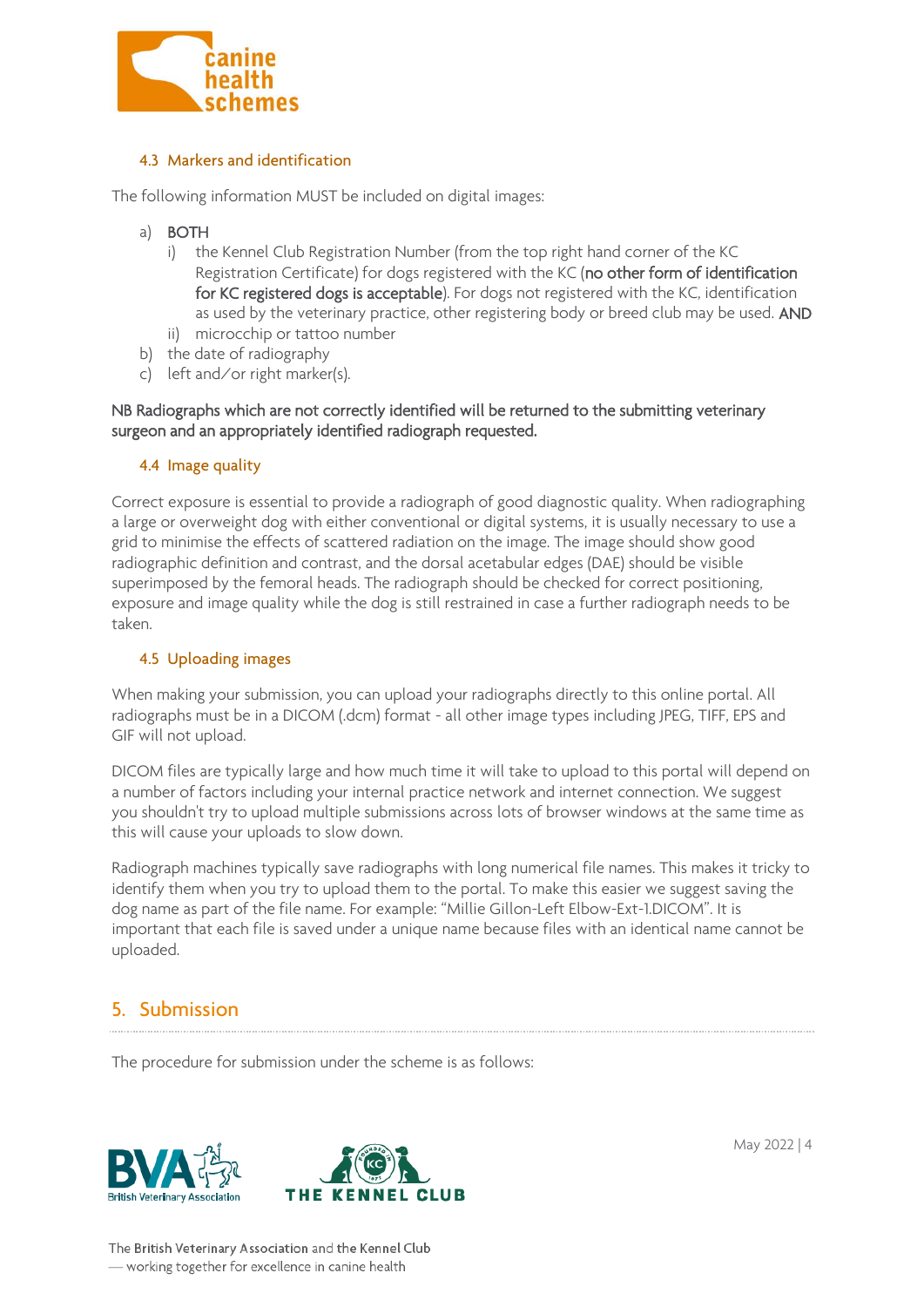### 4.3 Markers and identification

The following information MUST be included on digital images:

a) **BOTH**
   i) the Kennel Club Registration Number (from the top right hand corner of the KC Registration Certificate) for dogs registered with the KC (**no other form of identification for KC registered dogs is acceptable**). For dogs not registered with the KC, identification as used by the veterinary practice, other registering body or breed club may be used. **AND**
   ii) microcchip or tattoo number

b) the date of radiography

c) left and/or right marker(s).

**NB Radiographs which are not correctly identified will be returned to the submitting veterinary surgeon and an appropriately identified radiograph requested.**

### 4.4 Image quality

Correct exposure is essential to provide a radiograph of good diagnostic quality. When radiographing a large or overweight dog with either conventional or digital systems, it is usually necessary to use a grid to minimise the effects of scattered radiation on the image. The image should show good radiographic definition and contrast, and the dorsal acetabular edges (DAE) should be visible superimposed by the femoral heads. The radiograph should be checked for correct positioning, exposure and image quality while the dog is still restrained in case a further radiograph needs to be taken.

### 4.5 Uploading images

When making your submission, you can upload your radiographs directly to this online portal. All radiographs must be in a DICOM (.dcm) format - all other image types including JPEG, TIFF, EPS and GIF will not upload.

DICOM files are typically large and how much time it will take to upload to this portal will depend on a number of factors including your internal practice network and internet connection. We suggest you shouldn't try to upload multiple submissions across lots of browser windows at the same time as this will cause your uploads to slow down.

Radiograph machines typically save radiographs with long numerical file names. This makes it tricky to identify them when you try to upload them to the portal. To make this easier we suggest saving the dog name as part of the file name. For example: "Millie Gillon-Left Elbow-Ext-1.DICOM". It is important that each file is saved under a unique name because files with an identical name cannot be uploaded.

## 5. Submission

The procedure for submission under the scheme is as follows: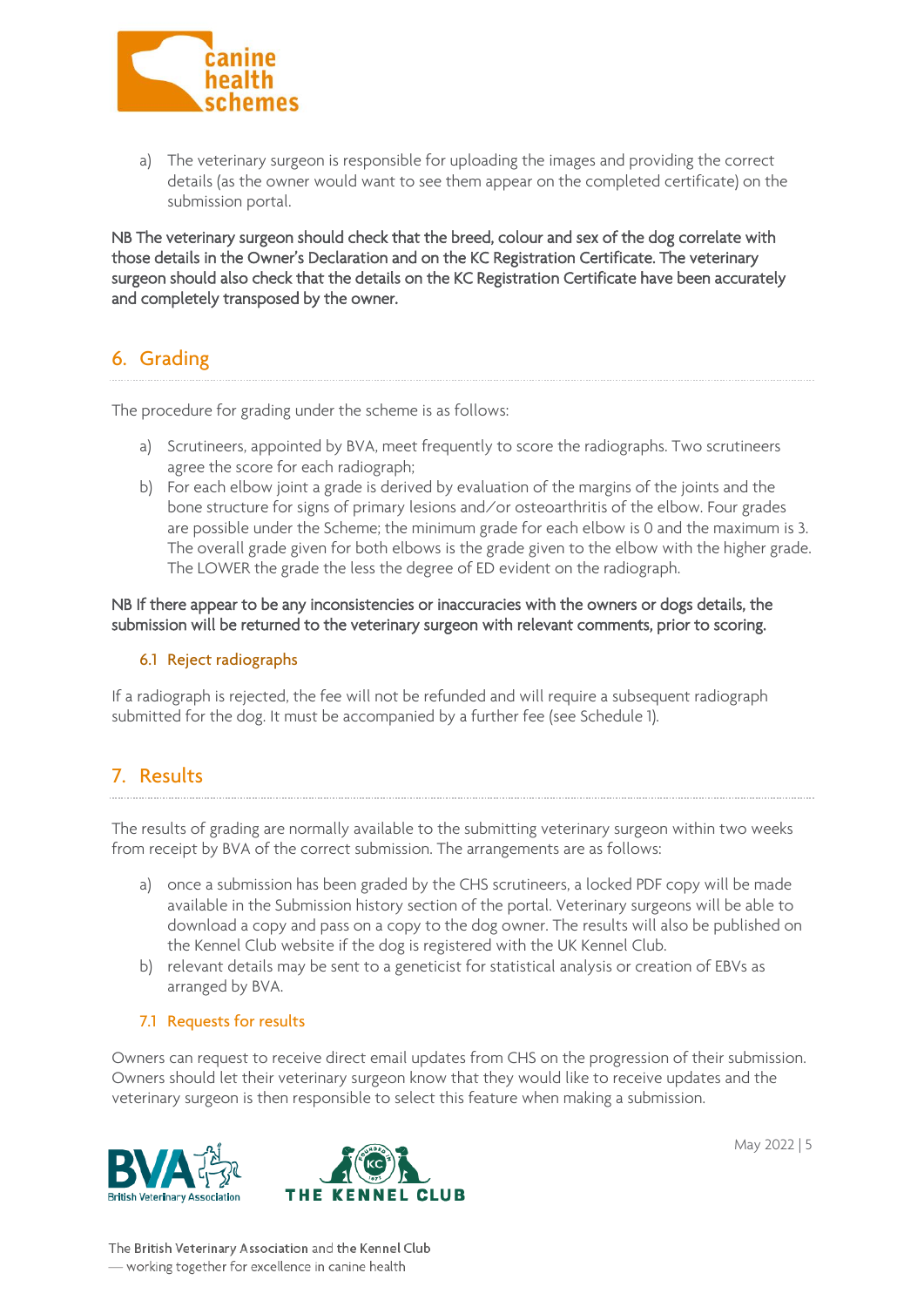a) The veterinary surgeon is responsible for uploading the images and providing the correct details (as the owner would want to see them appear on the completed certificate) on the submission portal.

NB The veterinary surgeon should check that the breed, colour and sex of the dog correlate with those details in the Owner's Declaration and on the KC Registration Certificate. The veterinary surgeon should also check that the details on the KC Registration Certificate have been accurately and completely transposed by the owner.

## 6. Grading

The procedure for grading under the scheme is as follows:

a) Scrutineers, appointed by BVA, meet frequently to score the radiographs. Two scrutineers agree the score for each radiograph;
b) For each elbow joint a grade is derived by evaluation of the margins of the joints and the bone structure for signs of primary lesions and/or osteoarthritis of the elbow. Four grades are possible under the Scheme; the minimum grade for each elbow is 0 and the maximum is 3. The overall grade given for both elbows is the grade given to the elbow with the higher grade. The LOWER the grade the less the degree of ED evident on the radiograph.

NB If there appear to be any inconsistencies or inaccuracies with the owners or dogs details, the submission will be returned to the veterinary surgeon with relevant comments, prior to scoring.

### 6.1 Reject radiographs

If a radiograph is rejected, the fee will not be refunded and will require a subsequent radiograph submitted for the dog. It must be accompanied by a further fee (see Schedule 1).

## 7. Results

The results of grading are normally available to the submitting veterinary surgeon within two weeks from receipt by BVA of the correct submission. The arrangements are as follows:

a) once a submission has been graded by the CHS scrutineers, a locked PDF copy will be made available in the Submission history section of the portal. Veterinary surgeons will be able to download a copy and pass on a copy to the dog owner. The results will also be published on the Kennel Club website if the dog is registered with the UK Kennel Club.
b) relevant details may be sent to a geneticist for statistical analysis or creation of EBVs as arranged by BVA.

### 7.1 Requests for results

Owners can request to receive direct email updates from CHS on the progression of their submission. Owners should let their veterinary surgeon know that they would like to receive updates and the veterinary surgeon is then responsible to select this feature when making a submission.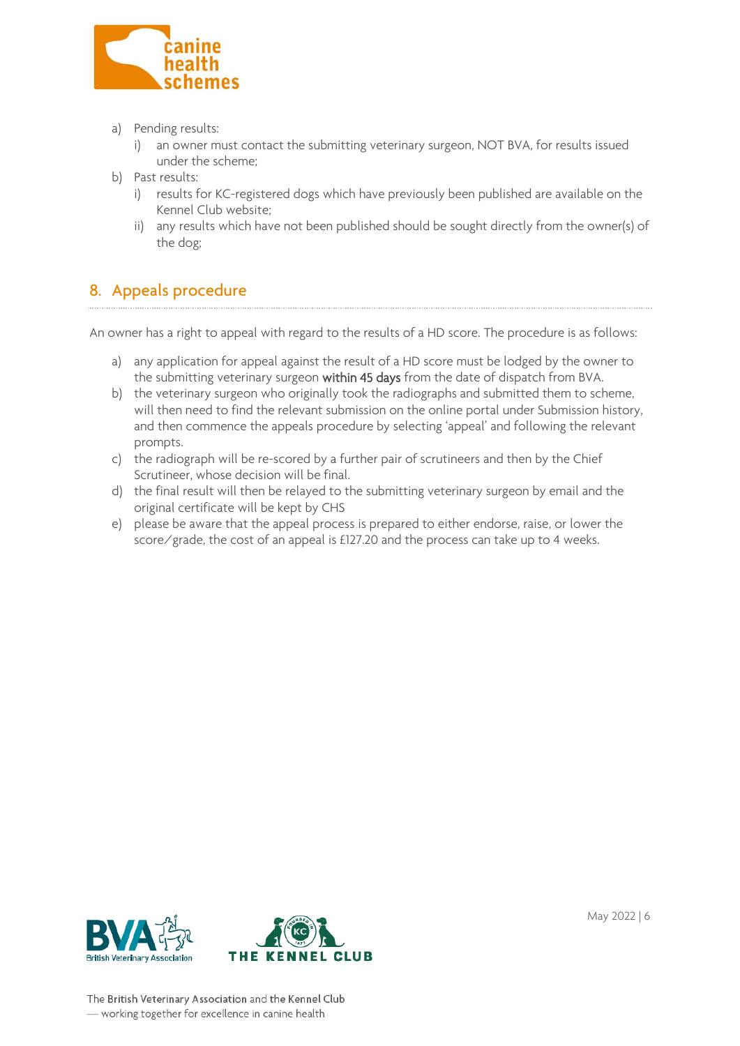a) Pending results:
   i) an owner must contact the submitting veterinary surgeon, NOT BVA, for results issued under the scheme;
b) Past results:
   i) results for KC-registered dogs which have previously been published are available on the Kennel Club website;
   ii) any results which have not been published should be sought directly from the owner(s) of the dog;

## 8. Appeals procedure

An owner has a right to appeal with regard to the results of a HD score. The procedure is as follows:

a) any application for appeal against the result of a HD score must be lodged by the owner to the submitting veterinary surgeon **within 45 days** from the date of dispatch from BVA.
b) the veterinary surgeon who originally took the radiographs and submitted them to scheme, will then need to find the relevant submission on the online portal under Submission history, and then commence the appeals procedure by selecting 'appeal' and following the relevant prompts.
c) the radiograph will be re-scored by a further pair of scrutineers and then by the Chief Scrutineer, whose decision will be final.
d) the final result will then be relayed to the submitting veterinary surgeon by email and the original certificate will be kept by CHS
e) please be aware that the appeal process is prepared to either endorse, raise, or lower the score/grade, the cost of an appeal is £127.20 and the process can take up to 4 weeks.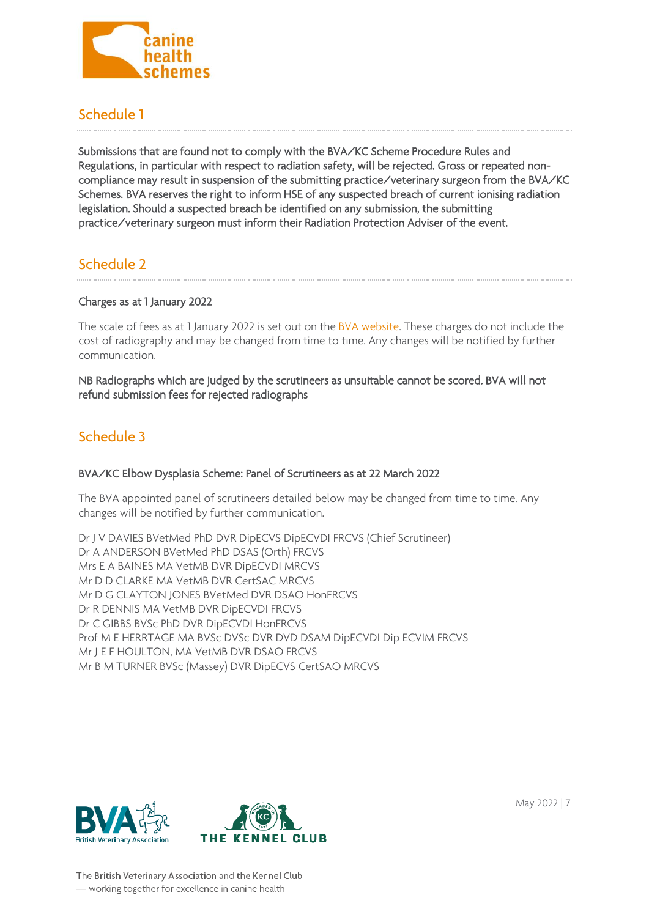## Schedule 1

Submissions that are found not to comply with the BVA/KC Scheme Procedure Rules and Regulations, in particular with respect to radiation safety, will be rejected. Gross or repeated non-compliance may result in suspension of the submitting practice/veterinary surgeon from the BVA/KC Schemes. BVA reserves the right to inform HSE of any suspected breach of current ionising radiation legislation. Should a suspected breach be identified on any submission, the submitting practice/veterinary surgeon must inform their Radiation Protection Adviser of the event.

## Schedule 2

### Charges as at 1 January 2022

The scale of fees as at 1 January 2022 is set out on the BVA website. These charges do not include the cost of radiography and may be changed from time to time. Any changes will be notified by further communication.

NB Radiographs which are judged by the scrutineers as unsuitable cannot be scored. BVA will not refund submission fees for rejected radiographs

## Schedule 3

### BVA/KC Elbow Dysplasia Scheme: Panel of Scrutineers as at 22 March 2022

The BVA appointed panel of scrutineers detailed below may be changed from time to time. Any changes will be notified by further communication.

Dr J V DAVIES BVetMed PhD DVR DipECVS DipECVDI FRCVS (Chief Scrutineer)
Dr A ANDERSON BVetMed PhD DSAS (Orth) FRCVS
Mrs E A BAINES MA VetMB DVR DipECVDI MRCVS
Mr D D CLARKE MA VetMB DVR CertSAC MRCVS
Mr D G CLAYTON JONES BVetMed DVR DSAO HonFRCVS
Dr R DENNIS MA VetMB DVR DipECVDI FRCVS
Dr C GIBBS BVSc PhD DVR DipECVDI HonFRCVS
Prof M E HERRTAGE MA BVSc DVSc DVR DVD DSAM DipECVDI Dip ECVIM FRCVS
Mr J E F HOULTON, MA VetMB DVR DSAO FRCVS
Mr B M TURNER BVSc (Massey) DVR DipECVS CertSAO MRCVS

The British Veterinary Association and the Kennel Club
— working together for excellence in canine health